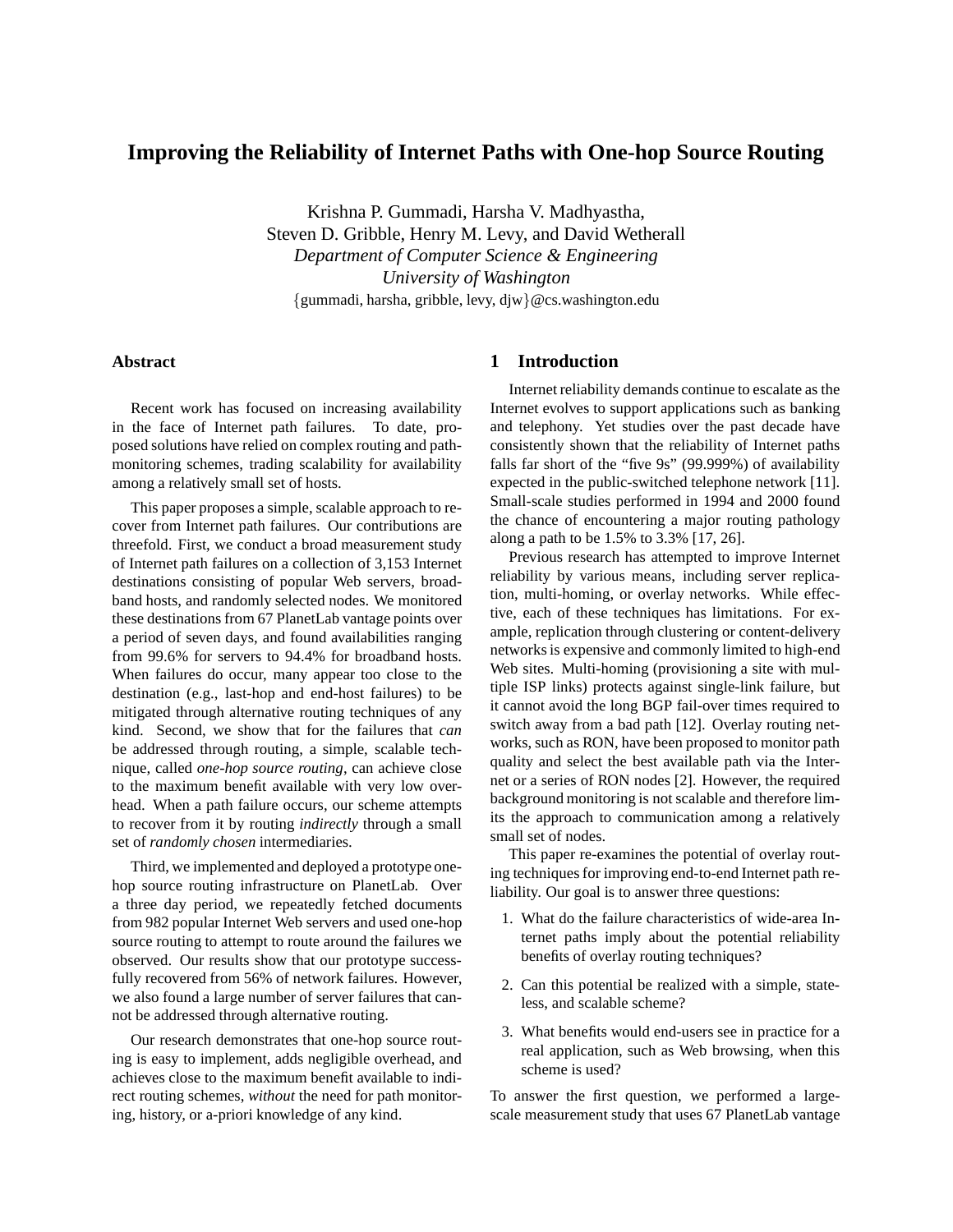# Improving the Reliability of Internet Paths with One-hop Source Routing

Krishna P. Gummadi, Harsha V. Madhyastha,
Steven D. Gribble, Henry M. Levy, and David Wetherall
*Department of Computer Science & Engineering*
*University of Washington*
{gummadi, harsha, gribble, levy, djw}@cs.washington.edu

## Abstract

Recent work has focused on increasing availability in the face of Internet path failures. To date, proposed solutions have relied on complex routing and path-monitoring schemes, trading scalability for availability among a relatively small set of hosts.

This paper proposes a simple, scalable approach to recover from Internet path failures. Our contributions are threefold. First, we conduct a broad measurement study of Internet path failures on a collection of 3,153 Internet destinations consisting of popular Web servers, broadband hosts, and randomly selected nodes. We monitored these destinations from 67 PlanetLab vantage points over a period of seven days, and found availabilities ranging from 99.6% for servers to 94.4% for broadband hosts. When failures do occur, many appear too close to the destination (e.g., last-hop and end-host failures) to be mitigated through alternative routing techniques of any kind. Second, we show that for the failures that *can* be addressed through routing, a simple, scalable technique, called *one-hop source routing*, can achieve close to the maximum benefit available with very low overhead. When a path failure occurs, our scheme attempts to recover from it by routing *indirectly* through a small set of *randomly chosen* intermediaries.

Third, we implemented and deployed a prototype one-hop source routing infrastructure on PlanetLab. Over a three day period, we repeatedly fetched documents from 982 popular Internet Web servers and used one-hop source routing to attempt to route around the failures we observed. Our results show that our prototype successfully recovered from 56% of network failures. However, we also found a large number of server failures that cannot be addressed through alternative routing.

Our research demonstrates that one-hop source routing is easy to implement, adds negligible overhead, and achieves close to the maximum benefit available to indirect routing schemes, *without* the need for path monitoring, history, or a-priori knowledge of any kind.

## 1 Introduction

Internet reliability demands continue to escalate as the Internet evolves to support applications such as banking and telephony. Yet studies over the past decade have consistently shown that the reliability of Internet paths falls far short of the "five 9s" (99.999%) of availability expected in the public-switched telephone network [11]. Small-scale studies performed in 1994 and 2000 found the chance of encountering a major routing pathology along a path to be 1.5% to 3.3% [17, 26].

Previous research has attempted to improve Internet reliability by various means, including server replication, multi-homing, or overlay networks. While effective, each of these techniques has limitations. For example, replication through clustering or content-delivery networks is expensive and commonly limited to high-end Web sites. Multi-homing (provisioning a site with multiple ISP links) protects against single-link failure, but it cannot avoid the long BGP fail-over times required to switch away from a bad path [12]. Overlay routing networks, such as RON, have been proposed to monitor path quality and select the best available path via the Internet or a series of RON nodes [2]. However, the required background monitoring is not scalable and therefore limits the approach to communication among a relatively small set of nodes.

This paper re-examines the potential of overlay routing techniques for improving end-to-end Internet path reliability. Our goal is to answer three questions:

1. What do the failure characteristics of wide-area Internet paths imply about the potential reliability benefits of overlay routing techniques?
2. Can this potential be realized with a simple, stateless, and scalable scheme?
3. What benefits would end-users see in practice for a real application, such as Web browsing, when this scheme is used?

To answer the first question, we performed a large-scale measurement study that uses 67 PlanetLab vantage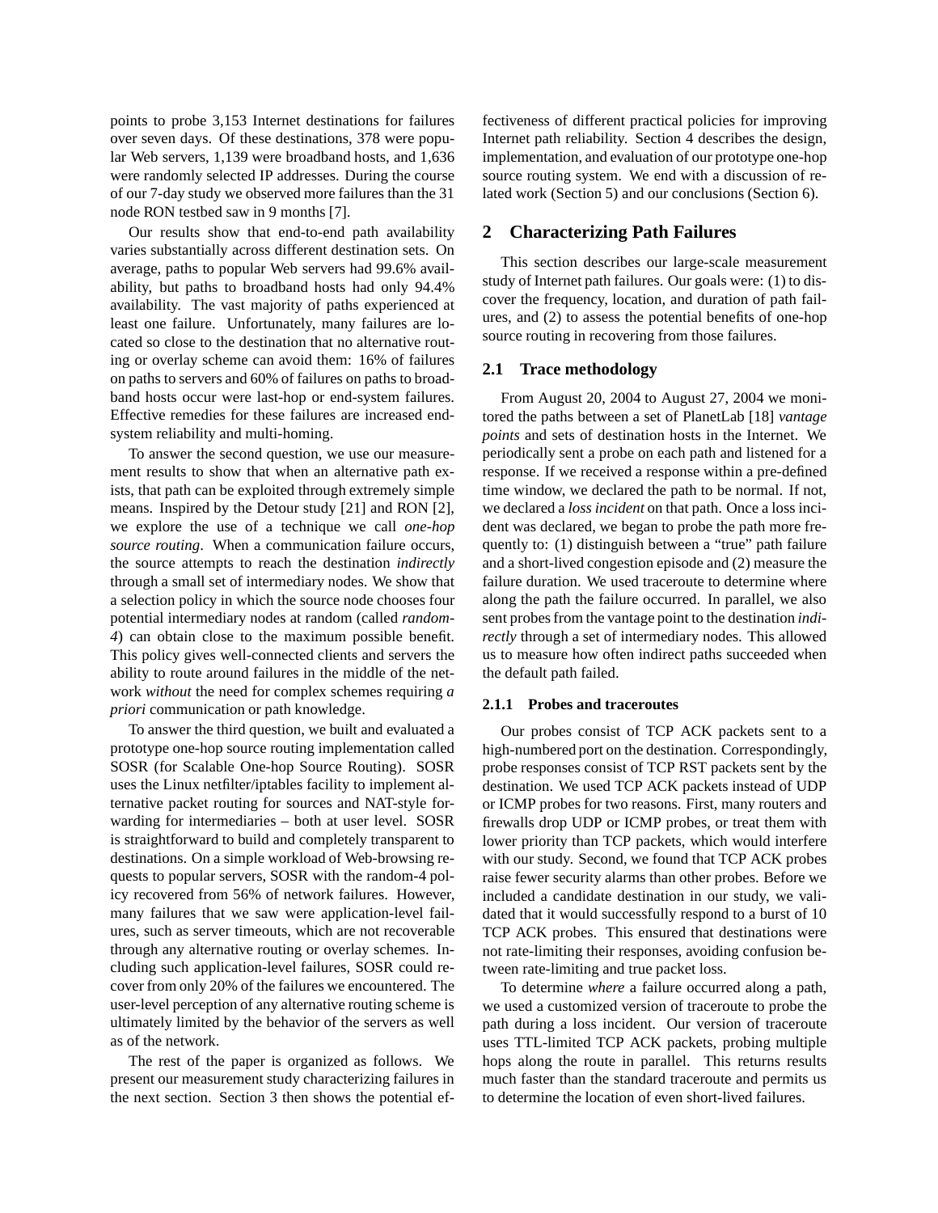points to probe 3,153 Internet destinations for failures over seven days. Of these destinations, 378 were popular Web servers, 1,139 were broadband hosts, and 1,636 were randomly selected IP addresses. During the course of our 7-day study we observed more failures than the 31 node RON testbed saw in 9 months [7].

Our results show that end-to-end path availability varies substantially across different destination sets. On average, paths to popular Web servers had 99.6% availability, but paths to broadband hosts had only 94.4% availability. The vast majority of paths experienced at least one failure. Unfortunately, many failures are located so close to the destination that no alternative routing or overlay scheme can avoid them: 16% of failures on paths to servers and 60% of failures on paths to broadband hosts occur were last-hop or end-system failures. Effective remedies for these failures are increased end-system reliability and multi-homing.

To answer the second question, we use our measurement results to show that when an alternative path exists, that path can be exploited through extremely simple means. Inspired by the Detour study [21] and RON [2], we explore the use of a technique we call *one-hop source routing*. When a communication failure occurs, the source attempts to reach the destination *indirectly* through a small set of intermediary nodes. We show that a selection policy in which the source node chooses four potential intermediary nodes at random (called *random-4*) can obtain close to the maximum possible benefit. This policy gives well-connected clients and servers the ability to route around failures in the middle of the network *without* the need for complex schemes requiring *a priori* communication or path knowledge.

To answer the third question, we built and evaluated a prototype one-hop source routing implementation called SOSR (for Scalable One-hop Source Routing). SOSR uses the Linux netfilter/iptables facility to implement alternative packet routing for sources and NAT-style forwarding for intermediaries – both at user level. SOSR is straightforward to build and completely transparent to destinations. On a simple workload of Web-browsing requests to popular servers, SOSR with the random-4 policy recovered from 56% of network failures. However, many failures that we saw were application-level failures, such as server timeouts, which are not recoverable through any alternative routing or overlay schemes. Including such application-level failures, SOSR could recover from only 20% of the failures we encountered. The user-level perception of any alternative routing scheme is ultimately limited by the behavior of the servers as well as of the network.

The rest of the paper is organized as follows. We present our measurement study characterizing failures in the next section. Section 3 then shows the potential effectiveness of different practical policies for improving Internet path reliability. Section 4 describes the design, implementation, and evaluation of our prototype one-hop source routing system. We end with a discussion of related work (Section 5) and our conclusions (Section 6).

## 2 Characterizing Path Failures

This section describes our large-scale measurement study of Internet path failures. Our goals were: (1) to discover the frequency, location, and duration of path failures, and (2) to assess the potential benefits of one-hop source routing in recovering from those failures.

### 2.1 Trace methodology

From August 20, 2004 to August 27, 2004 we monitored the paths between a set of PlanetLab [18] *vantage points* and sets of destination hosts in the Internet. We periodically sent a probe on each path and listened for a response. If we received a response within a pre-defined time window, we declared the path to be normal. If not, we declared a *loss incident* on that path. Once a loss incident was declared, we began to probe the path more frequently to: (1) distinguish between a "true" path failure and a short-lived congestion episode and (2) measure the failure duration. We used traceroute to determine where along the path the failure occurred. In parallel, we also sent probes from the vantage point to the destination *indirectly* through a set of intermediary nodes. This allowed us to measure how often indirect paths succeeded when the default path failed.

#### 2.1.1 Probes and traceroutes

Our probes consist of TCP ACK packets sent to a high-numbered port on the destination. Correspondingly, probe responses consist of TCP RST packets sent by the destination. We used TCP ACK packets instead of UDP or ICMP probes for two reasons. First, many routers and firewalls drop UDP or ICMP probes, or treat them with lower priority than TCP packets, which would interfere with our study. Second, we found that TCP ACK probes raise fewer security alarms than other probes. Before we included a candidate destination in our study, we validated that it would successfully respond to a burst of 10 TCP ACK probes. This ensured that destinations were not rate-limiting their responses, avoiding confusion between rate-limiting and true packet loss.

To determine *where* a failure occurred along a path, we used a customized version of traceroute to probe the path during a loss incident. Our version of traceroute uses TTL-limited TCP ACK packets, probing multiple hops along the route in parallel. This returns results much faster than the standard traceroute and permits us to determine the location of even short-lived failures.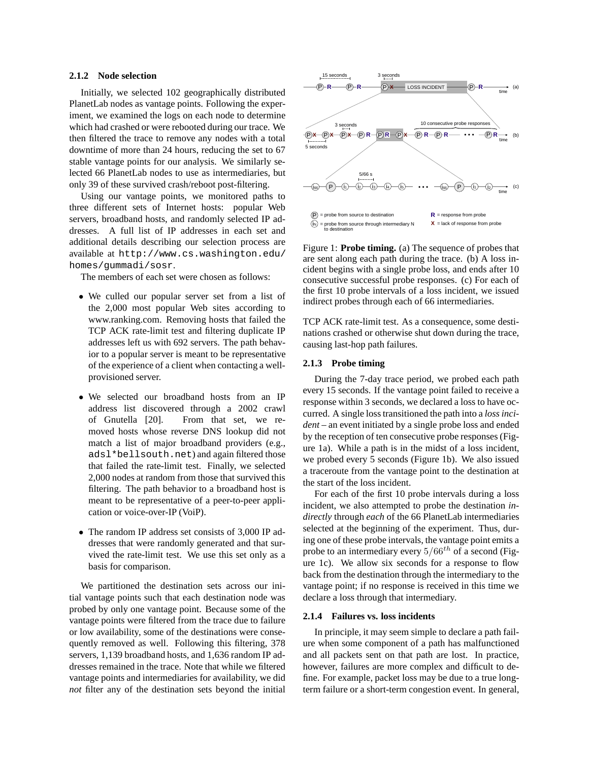### 2.1.2 Node selection

Initially, we selected 102 geographically distributed PlanetLab nodes as vantage points. Following the experiment, we examined the logs on each node to determine which had crashed or were rebooted during our trace. We then filtered the trace to remove any nodes with a total downtime of more than 24 hours, reducing the set to 67 stable vantage points for our analysis. We similarly selected 66 PlanetLab nodes to use as intermediaries, but only 39 of these survived crash/reboot post-filtering.

Using our vantage points, we monitored paths to three different sets of Internet hosts: popular Web servers, broadband hosts, and randomly selected IP addresses. A full list of IP addresses in each set and additional details describing our selection process are available at `http://www.cs.washington.edu/homes/gummadi/sosr`.

The members of each set were chosen as follows:

- We culled our popular server set from a list of the 2,000 most popular Web sites according to www.ranking.com. Removing hosts that failed the TCP ACK rate-limit test and filtering duplicate IP addresses left us with 692 servers. The path behavior to a popular server is meant to be representative of the experience of a client when contacting a well-provisioned server.
- We selected our broadband hosts from an IP address list discovered through a 2002 crawl of Gnutella [20]. From that set, we removed hosts whose reverse DNS lookup did not match a list of major broadband providers (e.g., `adsl*bellsouth.net`) and again filtered those that failed the rate-limit test. Finally, we selected 2,000 nodes at random from those that survived this filtering. The path behavior to a broadband host is meant to be representative of a peer-to-peer application or voice-over-IP (VoIP).
- The random IP address set consists of 3,000 IP addresses that were randomly generated and that survived the rate-limit test. We use this set only as a basis for comparison.

We partitioned the destination sets across our initial vantage points such that each destination node was probed by only one vantage point. Because some of the vantage points were filtered from the trace due to failure or low availability, some of the destinations were consequently removed as well. Following this filtering, 378 servers, 1,139 broadband hosts, and 1,636 random IP addresses remained in the trace. Note that while we filtered vantage points and intermediaries for availability, we did *not* filter any of the destination sets beyond the initial TCP ACK rate-limit test. As a consequence, some destinations crashed or otherwise shut down during the trace, causing last-hop path failures.

Figure 1: **Probe timing.** (a) The sequence of probes that are sent along each path during the trace. (b) A loss incident begins with a single probe loss, and ends after 10 consecutive successful probe responses. (c) For each of the first 10 probe intervals of a loss incident, we issued indirect probes through each of 66 intermediaries.

### 2.1.3 Probe timing

During the 7-day trace period, we probed each path every 15 seconds. If the vantage point failed to receive a response within 3 seconds, we declared a loss to have occurred. A single loss transitioned the path into a *loss incident* – an event initiated by a single probe loss and ended by the reception of ten consecutive probe responses (Figure 1a). While a path is in the midst of a loss incident, we probed every 5 seconds (Figure 1b). We also issued a traceroute from the vantage point to the destination at the start of the loss incident.

For each of the first 10 probe intervals during a loss incident, we also attempted to probe the destination *indirectly* through *each* of the 66 PlanetLab intermediaries selected at the beginning of the experiment. Thus, during one of these probe intervals, the vantage point emits a probe to an intermediary every $5/66^{th}$ of a second (Figure 1c). We allow six seconds for a response to flow back from the destination through the intermediary to the vantage point; if no response is received in this time we declare a loss through that intermediary.

### 2.1.4 Failures vs. loss incidents

In principle, it may seem simple to declare a path failure when some component of a path has malfunctioned and all packets sent on that path are lost. In practice, however, failures are more complex and difficult to define. For example, packet loss may be due to a true long-term failure or a short-term congestion event. In general,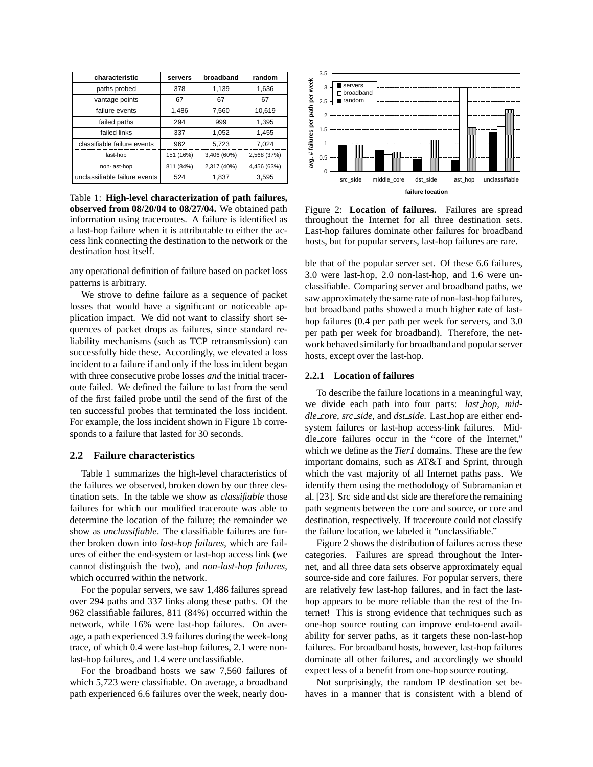| characteristic | servers | broadband | random |
|---|---|---|---|
| paths probed | 378 | 1,139 | 1,636 |
| vantage points | 67 | 67 | 67 |
| failure events | 1,486 | 7,560 | 10,619 |
| failed paths | 294 | 999 | 1,395 |
| failed links | 337 | 1,052 | 1,455 |
| classifiable failure events | 962 | 5,723 | 7,024 |
| last-hop | 151 (16%) | 3,406 (60%) | 2,568 (37%) |
| non-last-hop | 811 (84%) | 2,317 (40%) | 4,456 (63%) |
| unclassifiable failure events | 524 | 1,837 | 3,595 |

Table 1: **High-level characterization of path failures, observed from 08/20/04 to 08/27/04.** We obtained path information using traceroutes. A failure is identified as a last-hop failure when it is attributable to either the access link connecting the destination to the network or the destination host itself.

any operational definition of failure based on packet loss patterns is arbitrary.

We strove to define failure as a sequence of packet losses that would have a significant or noticeable application impact. We did not want to classify short sequences of packet drops as failures, since standard reliability mechanisms (such as TCP retransmission) can successfully hide these. Accordingly, we elevated a loss incident to a failure if and only if the loss incident began with three consecutive probe losses *and* the initial traceroute failed. We defined the failure to last from the send of the first failed probe until the send of the first of the ten successful probes that terminated the loss incident. For example, the loss incident shown in Figure 1b corresponds to a failure that lasted for 30 seconds.

## 2.2 Failure characteristics

Table 1 summarizes the high-level characteristics of the failures we observed, broken down by our three destination sets. In the table we show as *classifiable* those failures for which our modified traceroute was able to determine the location of the failure; the remainder we show as *unclassifiable*. The classifiable failures are further broken down into *last-hop failures*, which are failures of either the end-system or last-hop access link (we cannot distinguish the two), and *non-last-hop failures*, which occurred within the network.

For the popular servers, we saw 1,486 failures spread over 294 paths and 337 links along these paths. Of the 962 classifiable failures, 811 (84%) occurred within the network, while 16% were last-hop failures. On average, a path experienced 3.9 failures during the week-long trace, of which 0.4 were last-hop failures, 2.1 were non-last-hop failures, and 1.4 were unclassifiable.

For the broadband hosts we saw 7,560 failures of which 5,723 were classifiable. On average, a broadband path experienced 6.6 failures over the week, nearly double that of the popular server set. Of these 6.6 failures, 3.0 were last-hop, 2.0 non-last-hop, and 1.6 were unclassifiable. Comparing server and broadband paths, we saw approximately the same rate of non-last-hop failures, but broadband paths showed a much higher rate of last-hop failures (0.4 per path per week for servers, and 3.0 per path per week for broadband). Therefore, the network behaved similarly for broadband and popular server hosts, except over the last-hop.

Figure 2: **Location of failures.** Failures are spread throughout the Internet for all three destination sets. Last-hop failures dominate other failures for broadband hosts, but for popular servers, last-hop failures are rare.

### 2.2.1 Location of failures

To describe the failure locations in a meaningful way, we divide each path into four parts: *last_hop*, *middle_core*, *src_side*, and *dst_side*. Last_hop are either end-system failures or last-hop access-link failures. Middle_core failures occur in the "core of the Internet," which we define as the *Tier1* domains. These are the few important domains, such as AT&T and Sprint, through which the vast majority of all Internet paths pass. We identify them using the methodology of Subramanian et al. [23]. Src_side and dst_side are therefore the remaining path segments between the core and source, or core and destination, respectively. If traceroute could not classify the failure location, we labeled it "unclassifiable."

Figure 2 shows the distribution of failures across these categories. Failures are spread throughout the Internet, and all three data sets observe approximately equal source-side and core failures. For popular servers, there are relatively few last-hop failures, and in fact the last-hop appears to be more reliable than the rest of the Internet! This is strong evidence that techniques such as one-hop source routing can improve end-to-end availability for server paths, as it targets these non-last-hop failures. For broadband hosts, however, last-hop failures dominate all other failures, and accordingly we should expect less of a benefit from one-hop source routing.

Not surprisingly, the random IP destination set behaves in a manner that is consistent with a blend of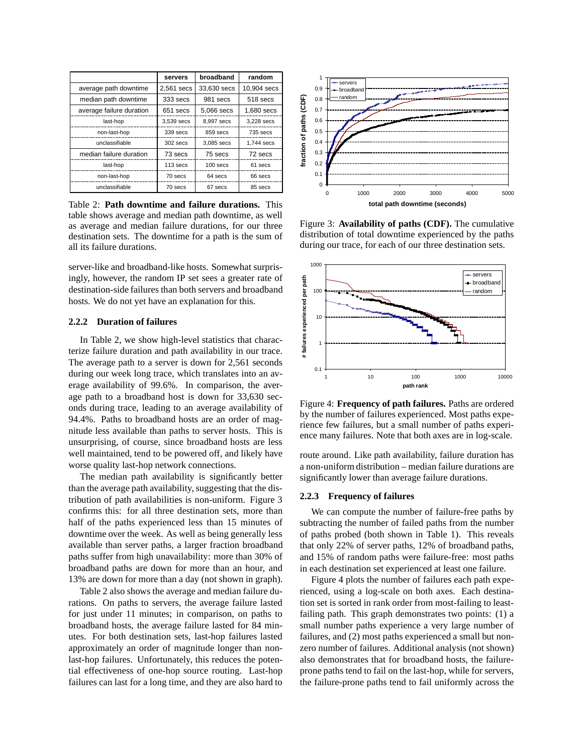|  | servers | broadband | random |
|---|---|---|---|
| average path downtime | 2,561 secs | 33,630 secs | 10,904 secs |
| median path downtime | 333 secs | 981 secs | 518 secs |
| average failure duration | 651 secs | 5,066 secs | 1,680 secs |
| last-hop | 3,539 secs | 8,997 secs | 3,228 secs |
| non-last-hop | 339 secs | 859 secs | 735 secs |
| unclassifiable | 302 secs | 3,085 secs | 1,744 secs |
| median failure duration | 73 secs | 75 secs | 72 secs |
| last-hop | 113 secs | 100 secs | 61 secs |
| non-last-hop | 70 secs | 64 secs | 66 secs |
| unclassifiable | 70 secs | 67 secs | 85 secs |

Table 2: **Path downtime and failure durations.** This table shows average and median path downtime, as well as average and median failure durations, for our three destination sets. The downtime for a path is the sum of all its failure durations.

server-like and broadband-like hosts. Somewhat surprisingly, however, the random IP set sees a greater rate of destination-side failures than both servers and broadband hosts. We do not yet have an explanation for this.

### 2.2.2 Duration of failures

In Table 2, we show high-level statistics that characterize failure duration and path availability in our trace. The average path to a server is down for 2,561 seconds during our week long trace, which translates into an average availability of 99.6%. In comparison, the average path to a broadband host is down for 33,630 seconds during trace, leading to an average availability of 94.4%. Paths to broadband hosts are an order of magnitude less available than paths to server hosts. This is unsurprising, of course, since broadband hosts are less well maintained, tend to be powered off, and likely have worse quality last-hop network connections.

The median path availability is significantly better than the average path availability, suggesting that the distribution of path availabilities is non-uniform. Figure 3 confirms this: for all three destination sets, more than half of the paths experienced less than 15 minutes of downtime over the week. As well as being generally less available than server paths, a larger fraction broadband paths suffer from high unavailability: more than 30% of broadband paths are down for more than an hour, and 13% are down for more than a day (not shown in graph).

Table 2 also shows the average and median failure durations. On paths to servers, the average failure lasted for just under 11 minutes; in comparison, on paths to broadband hosts, the average failure lasted for 84 minutes. For both destination sets, last-hop failures lasted approximately an order of magnitude longer than non-last-hop failures. Unfortunately, this reduces the potential effectiveness of one-hop source routing. Last-hop failures can last for a long time, and they are also hard to route around. Like path availability, failure duration has a non-uniform distribution – median failure durations are significantly lower than average failure durations.

Figure 3: **Availability of paths (CDF).** The cumulative distribution of total downtime experienced by the paths during our trace, for each of our three destination sets.

Figure 4: **Frequency of path failures.** Paths are ordered by the number of failures experienced. Most paths experience few failures, but a small number of paths experience many failures. Note that both axes are in log-scale.

### 2.2.3 Frequency of failures

We can compute the number of failure-free paths by subtracting the number of failed paths from the number of paths probed (both shown in Table 1). This reveals that only 22% of server paths, 12% of broadband paths, and 15% of random paths were failure-free: most paths in each destination set experienced at least one failure.

Figure 4 plots the number of failures each path experienced, using a log-scale on both axes. Each destination set is sorted in rank order from most-failing to least-failing path. This graph demonstrates two points: (1) a small number paths experience a very large number of failures, and (2) most paths experienced a small but non-zero number of failures. Additional analysis (not shown) also demonstrates that for broadband hosts, the failure-prone paths tend to fail on the last-hop, while for servers, the failure-prone paths tend to fail uniformly across the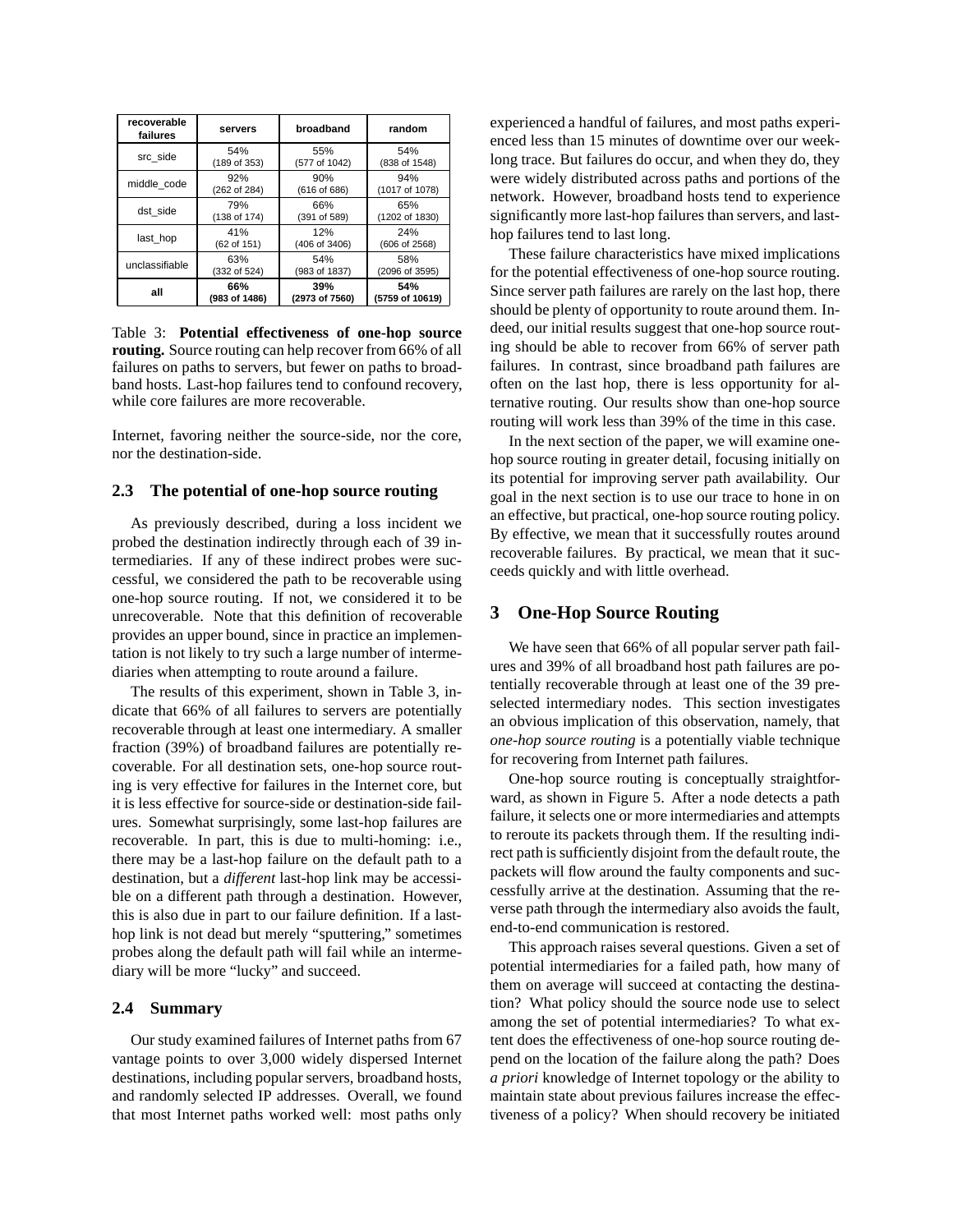| recoverable failures | servers | broadband | random |
|---|---|---|---|
| src_side | 54% (189 of 353) | 55% (577 of 1042) | 54% (838 of 1548) |
| middle_code | 92% (262 of 284) | 90% (616 of 686) | 94% (1017 of 1078) |
| dst_side | 79% (138 of 174) | 66% (391 of 589) | 65% (1202 of 1830) |
| last_hop | 41% (62 of 151) | 12% (406 of 3406) | 24% (606 of 2568) |
| unclassifiable | 63% (332 of 524) | 54% (983 of 1837) | 58% (2096 of 3595) |
| **all** | **66% (983 of 1486)** | **39% (2973 of 7560)** | **54% (5759 of 10619)** |

Table 3: **Potential effectiveness of one-hop source routing.** Source routing can help recover from 66% of all failures on paths to servers, but fewer on paths to broadband hosts. Last-hop failures tend to confound recovery, while core failures are more recoverable.

Internet, favoring neither the source-side, nor the core, nor the destination-side.

### 2.3 The potential of one-hop source routing

As previously described, during a loss incident we probed the destination indirectly through each of 39 intermediaries. If any of these indirect probes were successful, we considered the path to be recoverable using one-hop source routing. If not, we considered it to be unrecoverable. Note that this definition of recoverable provides an upper bound, since in practice an implementation is not likely to try such a large number of intermediaries when attempting to route around a failure.

The results of this experiment, shown in Table 3, indicate that 66% of all failures to servers are potentially recoverable through at least one intermediary. A smaller fraction (39%) of broadband failures are potentially recoverable. For all destination sets, one-hop source routing is very effective for failures in the Internet core, but it is less effective for source-side or destination-side failures. Somewhat surprisingly, some last-hop failures are recoverable. In part, this is due to multi-homing: i.e., there may be a last-hop failure on the default path to a destination, but a *different* last-hop link may be accessible on a different path through a destination. However, this is also due in part to our failure definition. If a last-hop link is not dead but merely "sputtering," sometimes probes along the default path will fail while an intermediary will be more "lucky" and succeed.

### 2.4 Summary

Our study examined failures of Internet paths from 67 vantage points to over 3,000 widely dispersed Internet destinations, including popular servers, broadband hosts, and randomly selected IP addresses. Overall, we found that most Internet paths worked well: most paths only experienced a handful of failures, and most paths experienced less than 15 minutes of downtime over our week-long trace. But failures do occur, and when they do, they were widely distributed across paths and portions of the network. However, broadband hosts tend to experience significantly more last-hop failures than servers, and last-hop failures tend to last long.

These failure characteristics have mixed implications for the potential effectiveness of one-hop source routing. Since server path failures are rarely on the last hop, there should be plenty of opportunity to route around them. Indeed, our initial results suggest that one-hop source routing should be able to recover from 66% of server path failures. In contrast, since broadband path failures are often on the last hop, there is less opportunity for alternative routing. Our results show than one-hop source routing will work less than 39% of the time in this case.

In the next section of the paper, we will examine one-hop source routing in greater detail, focusing initially on its potential for improving server path availability. Our goal in the next section is to use our trace to hone in on an effective, but practical, one-hop source routing policy. By effective, we mean that it successfully routes around recoverable failures. By practical, we mean that it succeeds quickly and with little overhead.

## 3 One-Hop Source Routing

We have seen that 66% of all popular server path failures and 39% of all broadband host path failures are potentially recoverable through at least one of the 39 preselected intermediary nodes. This section investigates an obvious implication of this observation, namely, that *one-hop source routing* is a potentially viable technique for recovering from Internet path failures.

One-hop source routing is conceptually straightforward, as shown in Figure 5. After a node detects a path failure, it selects one or more intermediaries and attempts to reroute its packets through them. If the resulting indirect path is sufficiently disjoint from the default route, the packets will flow around the faulty components and successfully arrive at the destination. Assuming that the reverse path through the intermediary also avoids the fault, end-to-end communication is restored.

This approach raises several questions. Given a set of potential intermediaries for a failed path, how many of them on average will succeed at contacting the destination? What policy should the source node use to select among the set of potential intermediaries? To what extent does the effectiveness of one-hop source routing depend on the location of the failure along the path? Does *a priori* knowledge of Internet topology or the ability to maintain state about previous failures increase the effectiveness of a policy? When should recovery be initiated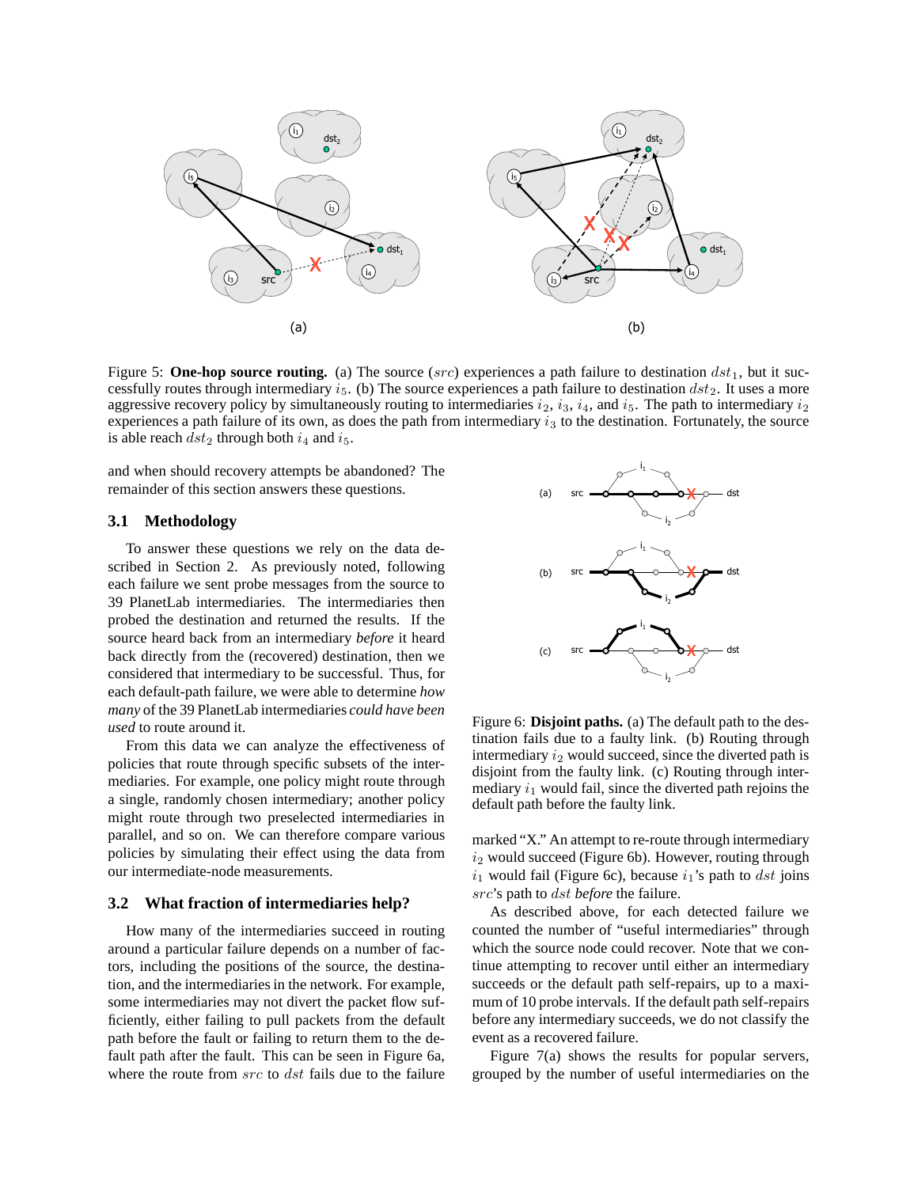Figure 5: **One-hop source routing.** (a) The source ($src$) experiences a path failure to destination $dst_1$, but it successfully routes through intermediary $i_5$. (b) The source experiences a path failure to destination $dst_2$. It uses a more aggressive recovery policy by simultaneously routing to intermediaries $i_2$, $i_3$, $i_4$, and $i_5$. The path to intermediary $i_2$ experiences a path failure of its own, as does the path from intermediary $i_3$ to the destination. Fortunately, the source is able reach $dst_2$ through both $i_4$ and $i_5$.

and when should recovery attempts be abandoned? The remainder of this section answers these questions.

### 3.1 Methodology

To answer these questions we rely on the data described in Section 2. As previously noted, following each failure we sent probe messages from the source to 39 PlanetLab intermediaries. The intermediaries then probed the destination and returned the results. If the source heard back from an intermediary *before* it heard back directly from the (recovered) destination, then we considered that intermediary to be successful. Thus, for each default-path failure, we were able to determine *how many* of the 39 PlanetLab intermediaries *could have been used* to route around it.

From this data we can analyze the effectiveness of policies that route through specific subsets of the intermediaries. For example, one policy might route through a single, randomly chosen intermediary; another policy might route through two preselected intermediaries in parallel, and so on. We can therefore compare various policies by simulating their effect using the data from our intermediate-node measurements.

### 3.2 What fraction of intermediaries help?

How many of the intermediaries succeed in routing around a particular failure depends on a number of factors, including the positions of the source, the destination, and the intermediaries in the network. For example, some intermediaries may not divert the packet flow sufficiently, either failing to pull packets from the default path before the fault or failing to return them to the default path after the fault. This can be seen in Figure 6a, where the route from $src$ to $dst$ fails due to the failure marked "X." An attempt to re-route through intermediary $i_2$ would succeed (Figure 6b). However, routing through $i_1$ would fail (Figure 6c), because $i_1$'s path to $dst$ joins $src$'s path to $dst$ *before* the failure.

Figure 6: **Disjoint paths.** (a) The default path to the destination fails due to a faulty link. (b) Routing through intermediary $i_2$ would succeed, since the diverted path is disjoint from the faulty link. (c) Routing through intermediary $i_1$ would fail, since the diverted path rejoins the default path before the faulty link.

As described above, for each detected failure we counted the number of "useful intermediaries" through which the source node could recover. Note that we continue attempting to recover until either an intermediary succeeds or the default path self-repairs, up to a maximum of 10 probe intervals. If the default path self-repairs before any intermediary succeeds, we do not classify the event as a recovered failure.

Figure 7(a) shows the results for popular servers, grouped by the number of useful intermediaries on the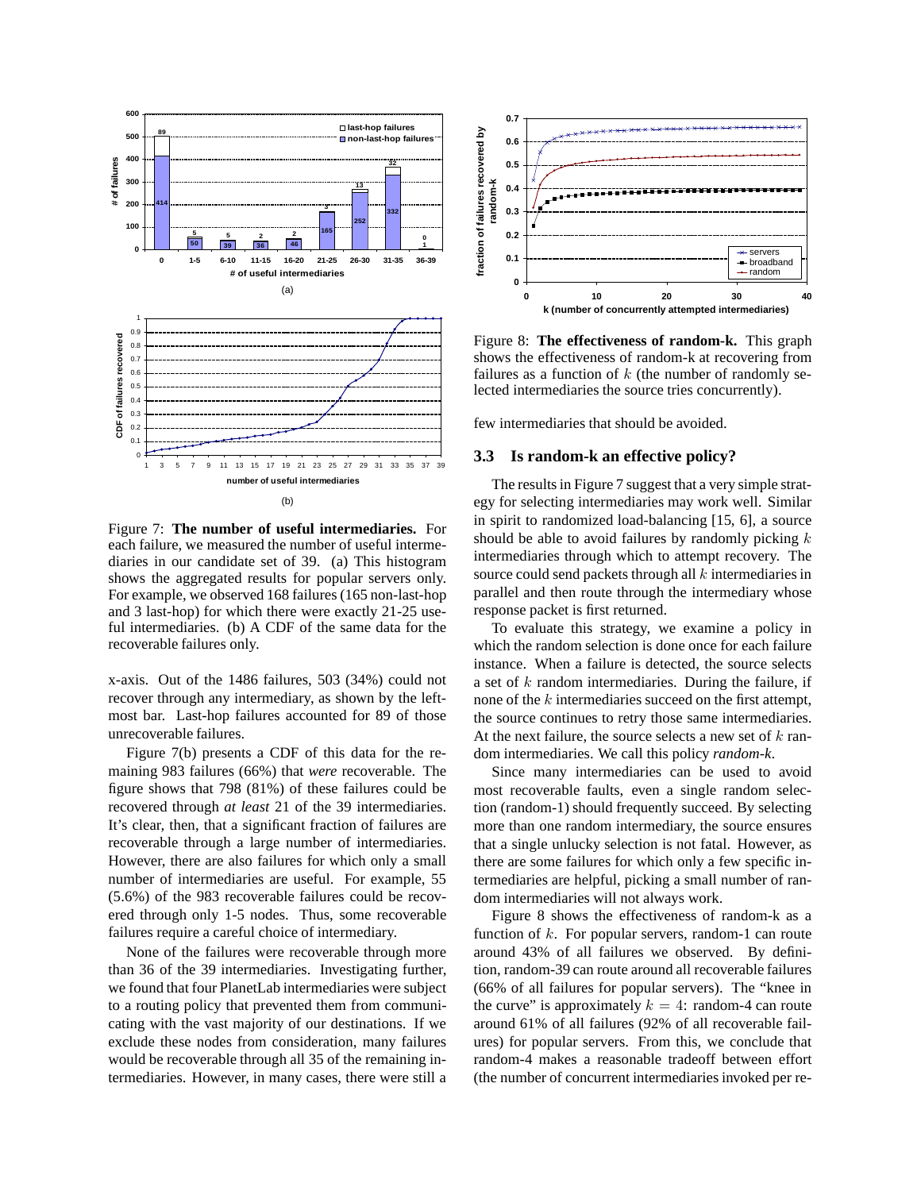Figure 7: **The number of useful intermediaries.** For each failure, we measured the number of useful intermediaries in our candidate set of 39. (a) This histogram shows the aggregated results for popular servers only. For example, we observed 168 failures (165 non-last-hop and 3 last-hop) for which there were exactly 21-25 useful intermediaries. (b) A CDF of the same data for the recoverable failures only.

x-axis. Out of the 1486 failures, 503 (34%) could not recover through any intermediary, as shown by the leftmost bar. Last-hop failures accounted for 89 of those unrecoverable failures.

Figure 7(b) presents a CDF of this data for the remaining 983 failures (66%) that *were* recoverable. The figure shows that 798 (81%) of these failures could be recovered through *at least* 21 of the 39 intermediaries. It's clear, then, that a significant fraction of failures are recoverable through a large number of intermediaries. However, there are also failures for which only a small number of intermediaries are useful. For example, 55 (5.6%) of the 983 recoverable failures could be recovered through only 1-5 nodes. Thus, some recoverable failures require a careful choice of intermediary.

None of the failures were recoverable through more than 36 of the 39 intermediaries. Investigating further, we found that four PlanetLab intermediaries were subject to a routing policy that prevented them from communicating with the vast majority of our destinations. If we exclude these nodes from consideration, many failures would be recoverable through all 35 of the remaining intermediaries. However, in many cases, there were still a few intermediaries that should be avoided.

Figure 8: **The effectiveness of random-k.** This graph shows the effectiveness of random-k at recovering from failures as a function of $k$ (the number of randomly selected intermediaries the source tries concurrently).

### 3.3 Is random-k an effective policy?

The results in Figure 7 suggest that a very simple strategy for selecting intermediaries may work well. Similar in spirit to randomized load-balancing [15, 6], a source should be able to avoid failures by randomly picking $k$ intermediaries through which to attempt recovery. The source could send packets through all $k$ intermediaries in parallel and then route through the intermediary whose response packet is first returned.

To evaluate this strategy, we examine a policy in which the random selection is done once for each failure instance. When a failure is detected, the source selects a set of $k$ random intermediaries. During the failure, if none of the $k$ intermediaries succeed on the first attempt, the source continues to retry those same intermediaries. At the next failure, the source selects a new set of $k$ random intermediaries. We call this policy *random-k*.

Since many intermediaries can be used to avoid most recoverable faults, even a single random selection (random-1) should frequently succeed. By selecting more than one random intermediary, the source ensures that a single unlucky selection is not fatal. However, as there are some failures for which only a few specific intermediaries are helpful, picking a small number of random intermediaries will not always work.

Figure 8 shows the effectiveness of random-k as a function of $k$. For popular servers, random-1 can route around 43% of all failures we observed. By definition, random-39 can route around all recoverable failures (66% of all failures for popular servers). The "knee in the curve" is approximately $k = 4$: random-4 can route around 61% of all failures (92% of all recoverable failures) for popular servers. From this, we conclude that random-4 makes a reasonable tradeoff between effort (the number of concurrent intermediaries invoked per re-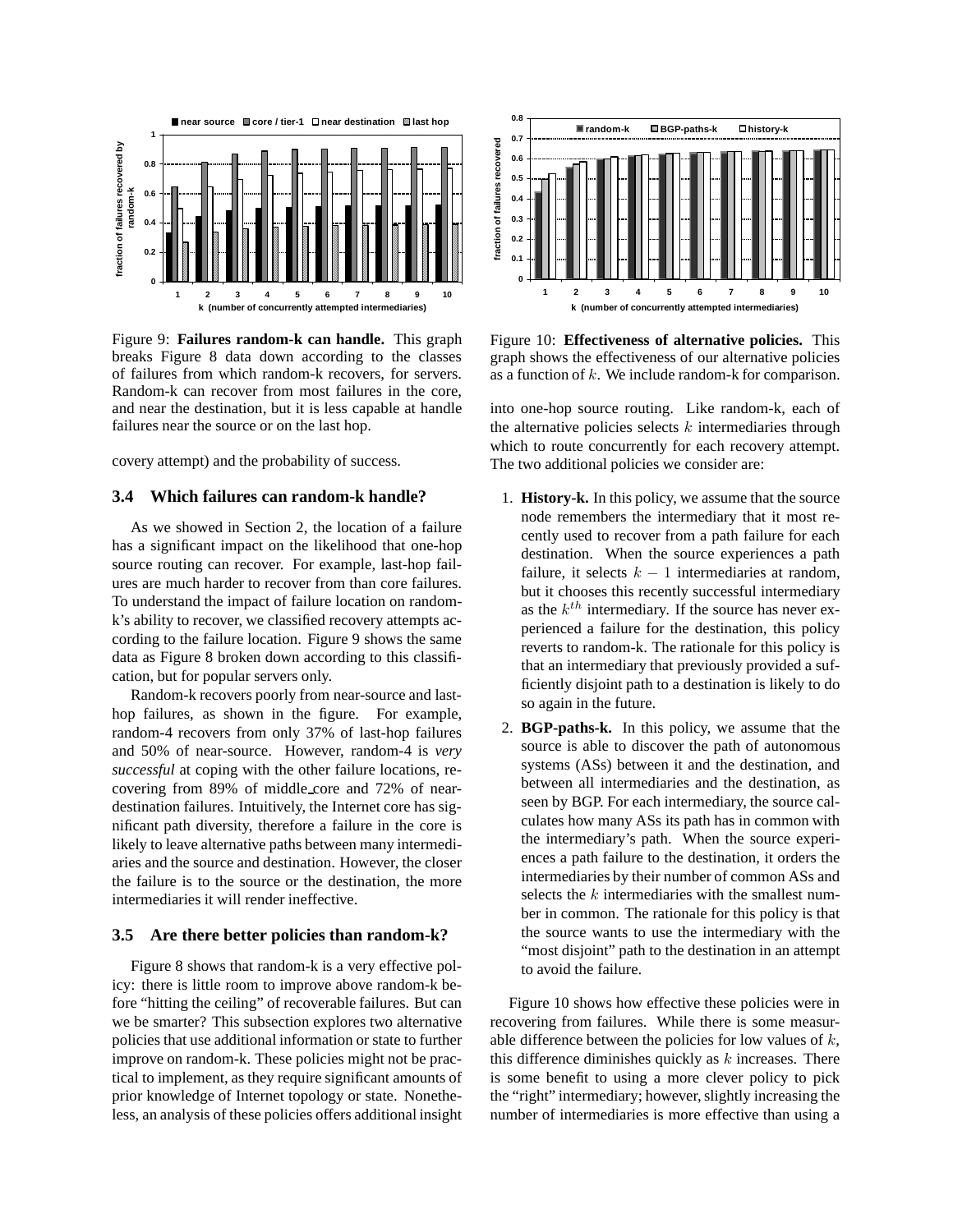Figure 9: **Failures random-k can handle.** This graph breaks Figure 8 data down according to the classes of failures from which random-k recovers, for servers. Random-k can recover from most failures in the core, and near the destination, but it is less capable at handle failures near the source or on the last hop.

Figure 10: **Effectiveness of alternative policies.** This graph shows the effectiveness of our alternative policies as a function of $k$. We include random-k for comparison.

covery attempt) and the probability of success.

### 3.4 Which failures can random-k handle?

As we showed in Section 2, the location of a failure has a significant impact on the likelihood that one-hop source routing can recover. For example, last-hop failures are much harder to recover from than core failures. To understand the impact of failure location on random-k's ability to recover, we classified recovery attempts according to the failure location. Figure 9 shows the same data as Figure 8 broken down according to this classification, but for popular servers only.

Random-k recovers poorly from near-source and last-hop failures, as shown in the figure. For example, random-4 recovers from only 37% of last-hop failures and 50% of near-source. However, random-4 is *very successful* at coping with the other failure locations, recovering from 89% of middle_core and 72% of near-destination failures. Intuitively, the Internet core has significant path diversity, therefore a failure in the core is likely to leave alternative paths between many intermediaries and the source and destination. However, the closer the failure is to the source or the destination, the more intermediaries it will render ineffective.

### 3.5 Are there better policies than random-k?

Figure 8 shows that random-k is a very effective policy: there is little room to improve above random-k before "hitting the ceiling" of recoverable failures. But can we be smarter? This subsection explores two alternative policies that use additional information or state to further improve on random-k. These policies might not be practical to implement, as they require significant amounts of prior knowledge of Internet topology or state. Nonetheless, an analysis of these policies offers additional insight into one-hop source routing. Like random-k, each of the alternative policies selects $k$ intermediaries through which to route concurrently for each recovery attempt. The two additional policies we consider are:

1. **History-k.** In this policy, we assume that the source node remembers the intermediary that it most recently used to recover from a path failure for each destination. When the source experiences a path failure, it selects $k - 1$ intermediaries at random, but it chooses this recently successful intermediary as the $k^{th}$ intermediary. If the source has never experienced a failure for the destination, this policy reverts to random-k. The rationale for this policy is that an intermediary that previously provided a sufficiently disjoint path to a destination is likely to do so again in the future.
2. **BGP-paths-k.** In this policy, we assume that the source is able to discover the path of autonomous systems (ASs) between it and the destination, and between all intermediaries and the destination, as seen by BGP. For each intermediary, the source calculates how many ASs its path has in common with the intermediary's path. When the source experiences a path failure to the destination, it orders the intermediaries by their number of common ASs and selects the $k$ intermediaries with the smallest number in common. The rationale for this policy is that the source wants to use the intermediary with the "most disjoint" path to the destination in an attempt to avoid the failure.

Figure 10 shows how effective these policies were in recovering from failures. While there is some measurable difference between the policies for low values of $k$, this difference diminishes quickly as $k$ increases. There is some benefit to using a more clever policy to pick the "right" intermediary; however, slightly increasing the number of intermediaries is more effective than using a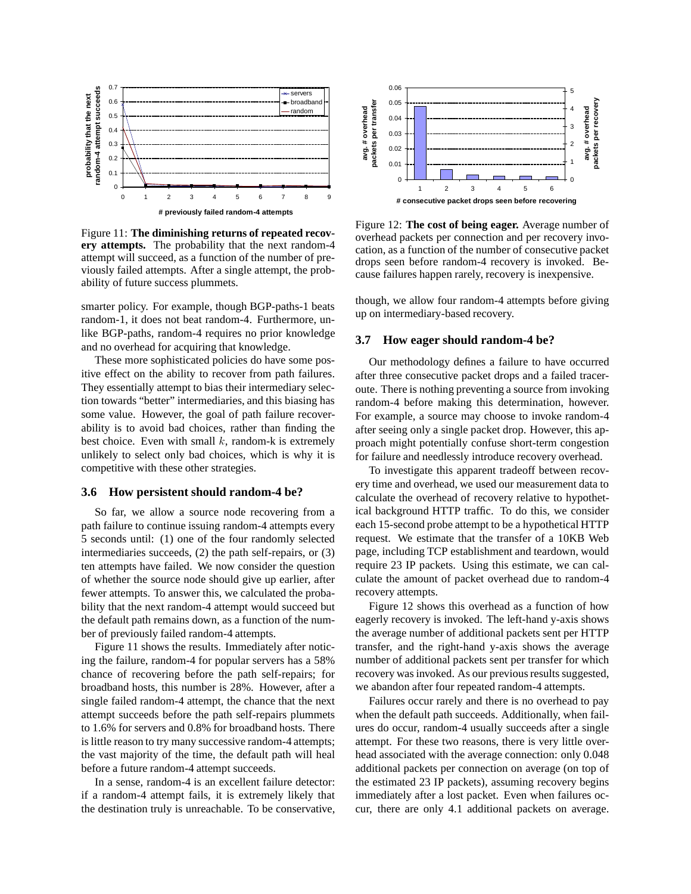Figure 11: **The diminishing returns of repeated recovery attempts.** The probability that the next random-4 attempt will succeed, as a function of the number of previously failed attempts. After a single attempt, the probability of future success plummets.

Figure 12: **The cost of being eager.** Average number of overhead packets per connection and per recovery invocation, as a function of the number of consecutive packet drops seen before random-4 recovery is invoked. Because failures happen rarely, recovery is inexpensive.

smarter policy. For example, though BGP-paths-1 beats random-1, it does not beat random-4. Furthermore, unlike BGP-paths, random-4 requires no prior knowledge and no overhead for acquiring that knowledge.

These more sophisticated policies do have some positive effect on the ability to recover from path failures. They essentially attempt to bias their intermediary selection towards "better" intermediaries, and this biasing has some value. However, the goal of path failure recoverability is to avoid bad choices, rather than finding the best choice. Even with small $k$, random-k is extremely unlikely to select only bad choices, which is why it is competitive with these other strategies.

### 3.6 How persistent should random-4 be?

So far, we allow a source node recovering from a path failure to continue issuing random-4 attempts every 5 seconds until: (1) one of the four randomly selected intermediaries succeeds, (2) the path self-repairs, or (3) ten attempts have failed. We now consider the question of whether the source node should give up earlier, after fewer attempts. To answer this, we calculated the probability that the next random-4 attempt would succeed but the default path remains down, as a function of the number of previously failed random-4 attempts.

Figure 11 shows the results. Immediately after noticing the failure, random-4 for popular servers has a 58% chance of recovering before the path self-repairs; for broadband hosts, this number is 28%. However, after a single failed random-4 attempt, the chance that the next attempt succeeds before the path self-repairs plummets to 1.6% for servers and 0.8% for broadband hosts. There is little reason to try many successive random-4 attempts; the vast majority of the time, the default path will heal before a future random-4 attempt succeeds.

In a sense, random-4 is an excellent failure detector: if a random-4 attempt fails, it is extremely likely that the destination truly is unreachable. To be conservative, though, we allow four random-4 attempts before giving up on intermediary-based recovery.

### 3.7 How eager should random-4 be?

Our methodology defines a failure to have occurred after three consecutive packet drops and a failed traceroute. There is nothing preventing a source from invoking random-4 before making this determination, however. For example, a source may choose to invoke random-4 after seeing only a single packet drop. However, this approach might potentially confuse short-term congestion for failure and needlessly introduce recovery overhead.

To investigate this apparent tradeoff between recovery time and overhead, we used our measurement data to calculate the overhead of recovery relative to hypothetical background HTTP traffic. To do this, we consider each 15-second probe attempt to be a hypothetical HTTP request. We estimate that the transfer of a 10KB Web page, including TCP establishment and teardown, would require 23 IP packets. Using this estimate, we can calculate the amount of packet overhead due to random-4 recovery attempts.

Figure 12 shows this overhead as a function of how eagerly recovery is invoked. The left-hand y-axis shows the average number of additional packets sent per HTTP transfer, and the right-hand y-axis shows the average number of additional packets sent per transfer for which recovery was invoked. As our previous results suggested, we abandon after four repeated random-4 attempts.

Failures occur rarely and there is no overhead to pay when the default path succeeds. Additionally, when failures do occur, random-4 usually succeeds after a single attempt. For these two reasons, there is very little overhead associated with the average connection: only 0.048 additional packets per connection on average (on top of the estimated 23 IP packets), assuming recovery begins immediately after a lost packet. Even when failures occur, there are only 4.1 additional packets on average.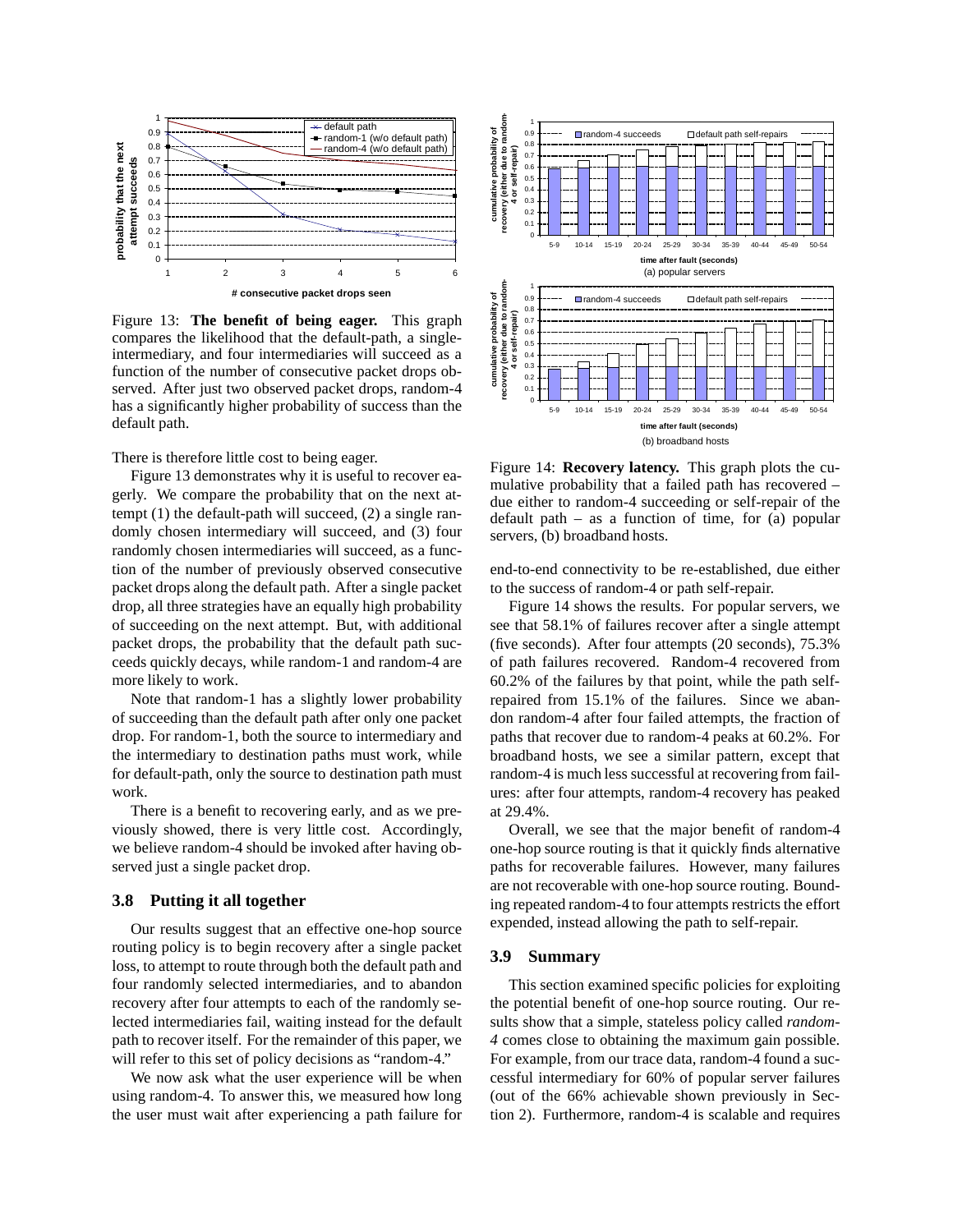Figure 13: **The benefit of being eager.** This graph compares the likelihood that the default-path, a single-intermediary, and four intermediaries will succeed as a function of the number of consecutive packet drops observed. After just two observed packet drops, random-4 has a significantly higher probability of success than the default path.

There is therefore little cost to being eager.

Figure 13 demonstrates why it is useful to recover eagerly. We compare the probability that on the next attempt (1) the default-path will succeed, (2) a single randomly chosen intermediary will succeed, and (3) four randomly chosen intermediaries will succeed, as a function of the number of previously observed consecutive packet drops along the default path. After a single packet drop, all three strategies have an equally high probability of succeeding on the next attempt. But, with additional packet drops, the probability that the default path succeeds quickly decays, while random-1 and random-4 are more likely to work.

Note that random-1 has a slightly lower probability of succeeding than the default path after only one packet drop. For random-1, both the source to intermediary and the intermediary to destination paths must work, while for default-path, only the source to destination path must work.

There is a benefit to recovering early, and as we previously showed, there is very little cost. Accordingly, we believe random-4 should be invoked after having observed just a single packet drop.

### 3.8 Putting it all together

Our results suggest that an effective one-hop source routing policy is to begin recovery after a single packet loss, to attempt to route through both the default path and four randomly selected intermediaries, and to abandon recovery after four attempts to each of the randomly selected intermediaries fail, waiting instead for the default path to recover itself. For the remainder of this paper, we will refer to this set of policy decisions as "random-4."

We now ask what the user experience will be when using random-4. To answer this, we measured how long the user must wait after experiencing a path failure for end-to-end connectivity to be re-established, due either to the success of random-4 or path self-repair.

Figure 14: **Recovery latency.** This graph plots the cumulative probability that a failed path has recovered – due either to random-4 succeeding or self-repair of the default path – as a function of time, for (a) popular servers, (b) broadband hosts.

Figure 14 shows the results. For popular servers, we see that 58.1% of failures recover after a single attempt (five seconds). After four attempts (20 seconds), 75.3% of path failures recovered. Random-4 recovered from 60.2% of the failures by that point, while the path self-repaired from 15.1% of the failures. Since we abandon random-4 after four failed attempts, the fraction of paths that recover due to random-4 peaks at 60.2%. For broadband hosts, we see a similar pattern, except that random-4 is much less successful at recovering from failures: after four attempts, random-4 recovery has peaked at 29.4%.

Overall, we see that the major benefit of random-4 one-hop source routing is that it quickly finds alternative paths for recoverable failures. However, many failures are not recoverable with one-hop source routing. Bounding repeated random-4 to four attempts restricts the effort expended, instead allowing the path to self-repair.

### 3.9 Summary

This section examined specific policies for exploiting the potential benefit of one-hop source routing. Our results show that a simple, stateless policy called *random-4* comes close to obtaining the maximum gain possible. For example, from our trace data, random-4 found a successful intermediary for 60% of popular server failures (out of the 66% achievable shown previously in Section 2). Furthermore, random-4 is scalable and requires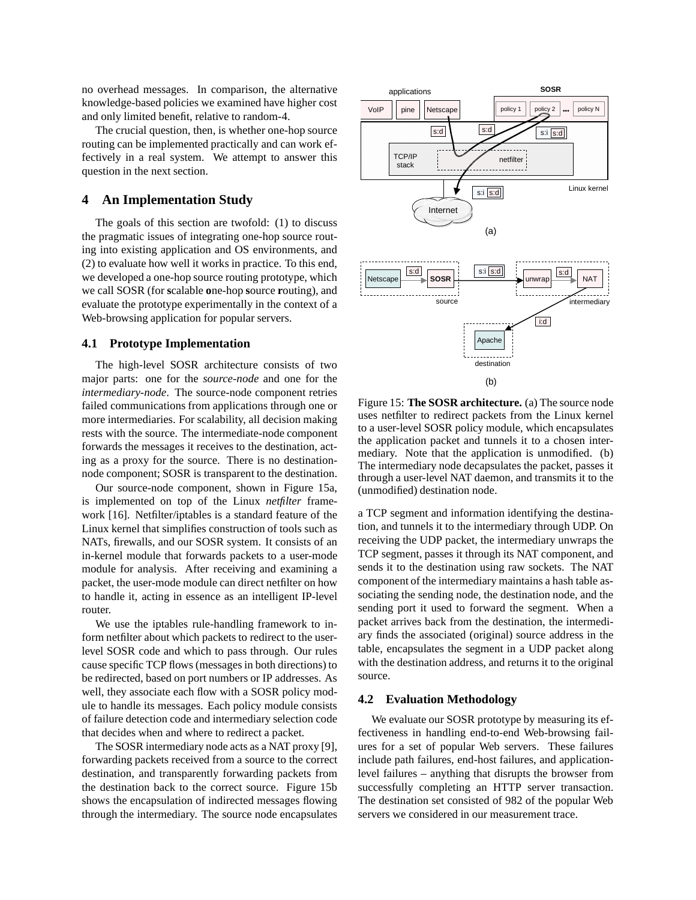no overhead messages. In comparison, the alternative knowledge-based policies we examined have higher cost and only limited benefit, relative to random-4.

The crucial question, then, is whether one-hop source routing can be implemented practically and can work effectively in a real system. We attempt to answer this question in the next section.

# 4 An Implementation Study

The goals of this section are twofold: (1) to discuss the pragmatic issues of integrating one-hop source routing into existing application and OS environments, and (2) to evaluate how well it works in practice. To this end, we developed a one-hop source routing prototype, which we call SOSR (for **s**calable **o**ne-hop **s**ource **r**outing), and evaluate the prototype experimentally in the context of a Web-browsing application for popular servers.

## 4.1 Prototype Implementation

The high-level SOSR architecture consists of two major parts: one for the *source-node* and one for the *intermediary-node*. The source-node component retries failed communications from applications through one or more intermediaries. For scalability, all decision making rests with the source. The intermediate-node component forwards the messages it receives to the destination, acting as a proxy for the source. There is no destination-node component; SOSR is transparent to the destination.

Our source-node component, shown in Figure 15a, is implemented on top of the Linux *netfilter* framework [16]. Netfilter/iptables is a standard feature of the Linux kernel that simplifies construction of tools such as NATs, firewalls, and our SOSR system. It consists of an in-kernel module that forwards packets to a user-mode module for analysis. After receiving and examining a packet, the user-mode module can direct netfilter on how to handle it, acting in essence as an intelligent IP-level router.

We use the iptables rule-handling framework to inform netfilter about which packets to redirect to the user-level SOSR code and which to pass through. Our rules cause specific TCP flows (messages in both directions) to be redirected, based on port numbers or IP addresses. As well, they associate each flow with a SOSR policy module to handle its messages. Each policy module consists of failure detection code and intermediary selection code that decides when and where to redirect a packet.

The SOSR intermediary node acts as a NAT proxy [9], forwarding packets received from a source to the correct destination, and transparently forwarding packets from the destination back to the correct source. Figure 15b shows the encapsulation of indirected messages flowing through the intermediary. The source node encapsulates a TCP segment and information identifying the destination, and tunnels it to the intermediary through UDP. On receiving the UDP packet, the intermediary unwraps the TCP segment, passes it through its NAT component, and sends it to the destination using raw sockets. The NAT component of the intermediary maintains a hash table associating the sending node, the destination node, and the sending port it used to forward the segment. When a packet arrives back from the destination, the intermediary finds the associated (original) source address in the table, encapsulates the segment in a UDP packet along with the destination address, and returns it to the original source.

Figure 15: **The SOSR architecture.** (a) The source node uses netfilter to redirect packets from the Linux kernel to a user-level SOSR policy module, which encapsulates the application packet and tunnels it to a chosen intermediary. Note that the application is unmodified. (b) The intermediary node decapsulates the packet, passes it through a user-level NAT daemon, and transmits it to the (unmodified) destination node.

## 4.2 Evaluation Methodology

We evaluate our SOSR prototype by measuring its effectiveness in handling end-to-end Web-browsing failures for a set of popular Web servers. These failures include path failures, end-host failures, and application-level failures – anything that disrupts the browser from successfully completing an HTTP server transaction. The destination set consisted of 982 of the popular Web servers we considered in our measurement trace.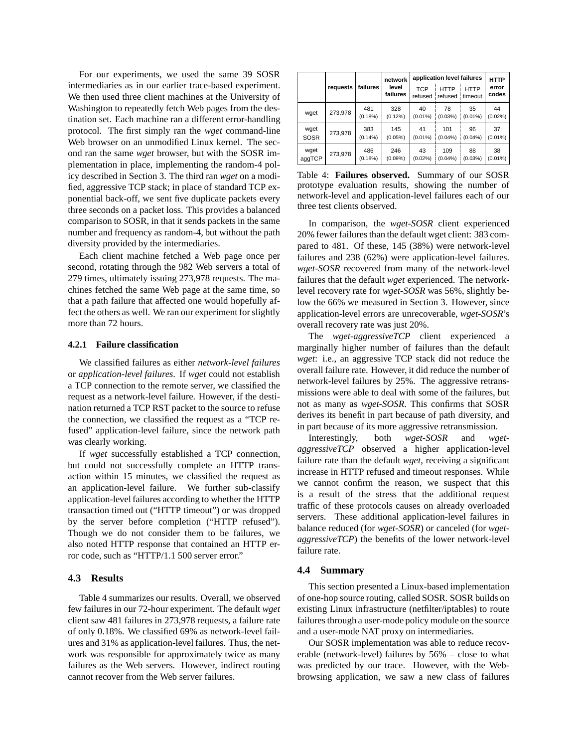For our experiments, we used the same 39 SOSR intermediaries as in our earlier trace-based experiment. We then used three client machines at the University of Washington to repeatedly fetch Web pages from the destination set. Each machine ran a different error-handling protocol. The first simply ran the *wget* command-line Web browser on an unmodified Linux kernel. The second ran the same *wget* browser, but with the SOSR implementation in place, implementing the random-4 policy described in Section 3. The third ran *wget* on a modified, aggressive TCP stack; in place of standard TCP exponential back-off, we sent five duplicate packets every three seconds on a packet loss. This provides a balanced comparison to SOSR, in that it sends packets in the same number and frequency as random-4, but without the path diversity provided by the intermediaries.

Each client machine fetched a Web page once per second, rotating through the 982 Web servers a total of 279 times, ultimately issuing 273,978 requests. The machines fetched the same Web page at the same time, so that a path failure that affected one would hopefully affect the others as well. We ran our experiment for slightly more than 72 hours.

#### 4.2.1 Failure classification

We classified failures as either *network-level failures* or *application-level failures*. If *wget* could not establish a TCP connection to the remote server, we classified the request as a network-level failure. However, if the destination returned a TCP RST packet to the source to refuse the connection, we classified the request as a "TCP refused" application-level failure, since the network path was clearly working.

If *wget* successfully established a TCP connection, but could not successfully complete an HTTP transaction within 15 minutes, we classified the request as an application-level failure. We further sub-classify application-level failures according to whether the HTTP transaction timed out ("HTTP timeout") or was dropped by the server before completion ("HTTP refused"). Though we do not consider them to be failures, we also noted HTTP response that contained an HTTP error code, such as "HTTP/1.1 500 server error."

### 4.3 Results

Table 4 summarizes our results. Overall, we observed few failures in our 72-hour experiment. The default *wget* client saw 481 failures in 273,978 requests, a failure rate of only 0.18%. We classified 69% as network-level failures and 31% as application-level failures. Thus, the network was responsible for approximately twice as many failures as the Web servers. However, indirect routing cannot recover from the Web server failures.

| | requests | failures | network level failures | application level failures | | | HTTP error codes |
|---|---|---|---|---|---|---|---|
| | | | | TCP refused | HTTP refused | HTTP timeout | |
| wget | 273,978 | 481 (0.18%) | 328 (0.12%) | 40 (0.01%) | 78 (0.03%) | 35 (0.01%) | 44 (0.02%) |
| wget SOSR | 273,978 | 383 (0.14%) | 145 (0.05%) | 41 (0.01%) | 101 (0.04%) | 96 (0.04%) | 37 (0.01%) |
| wget aggTCP | 273,978 | 486 (0.18%) | 246 (0.09%) | 43 (0.02%) | 109 (0.04%) | 88 (0.03%) | 38 (0.01%) |

Table 4: **Failures observed.** Summary of our SOSR prototype evaluation results, showing the number of network-level and application-level failures each of our three test clients observed.

In comparison, the *wget-SOSR* client experienced 20% fewer failures than the default wget client: 383 compared to 481. Of these, 145 (38%) were network-level failures and 238 (62%) were application-level failures. *wget-SOSR* recovered from many of the network-level failures that the default *wget* experienced. The network-level recovery rate for *wget-SOSR* was 56%, slightly below the 66% we measured in Section 3. However, since application-level errors are unrecoverable, *wget-SOSR*'s overall recovery rate was just 20%.

The *wget-aggressiveTCP* client experienced a marginally higher number of failures than the default *wget*: i.e., an aggressive TCP stack did not reduce the overall failure rate. However, it did reduce the number of network-level failures by 25%. The aggressive retransmissions were able to deal with some of the failures, but not as many as *wget-SOSR*. This confirms that SOSR derives its benefit in part because of path diversity, and in part because of its more aggressive retransmission.

Interestingly, both *wget-SOSR* and *wget-aggressiveTCP* observed a higher application-level failure rate than the default *wget*, receiving a significant increase in HTTP refused and timeout responses. While we cannot confirm the reason, we suspect that this is a result of the stress that the additional request traffic of these protocols causes on already overloaded servers. These additional application-level failures in balance reduced (for *wget-SOSR*) or canceled (for *wget-aggressiveTCP*) the benefits of the lower network-level failure rate.

### 4.4 Summary

This section presented a Linux-based implementation of one-hop source routing, called SOSR. SOSR builds on existing Linux infrastructure (netfilter/iptables) to route failures through a user-mode policy module on the source and a user-mode NAT proxy on intermediaries.

Our SOSR implementation was able to reduce recoverable (network-level) failures by 56% – close to what was predicted by our trace. However, with the Web-browsing application, we saw a new class of failures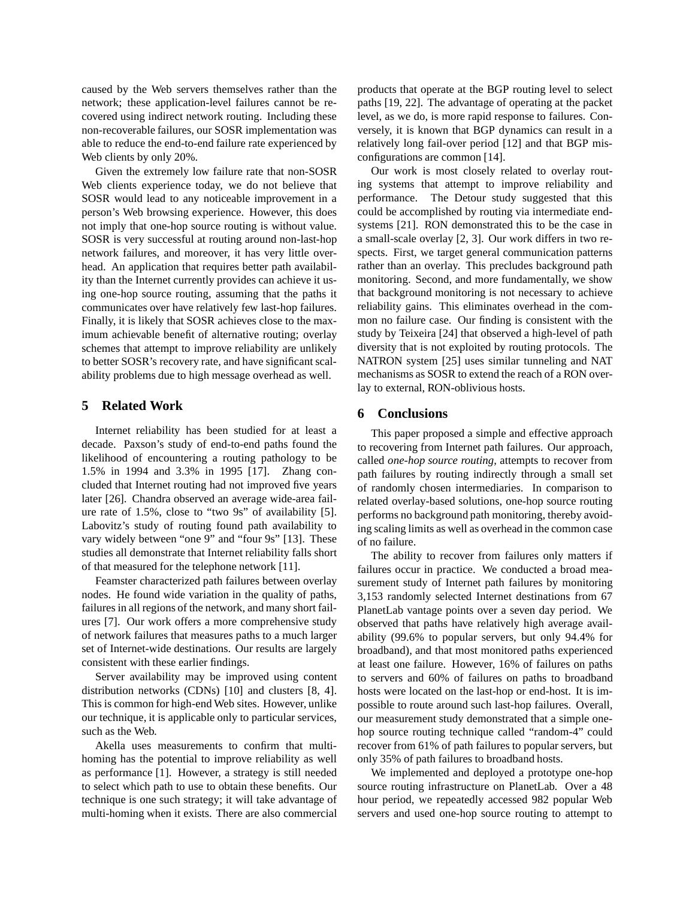caused by the Web servers themselves rather than the network; these application-level failures cannot be recovered using indirect network routing. Including these non-recoverable failures, our SOSR implementation was able to reduce the end-to-end failure rate experienced by Web clients by only 20%.

Given the extremely low failure rate that non-SOSR Web clients experience today, we do not believe that SOSR would lead to any noticeable improvement in a person's Web browsing experience. However, this does not imply that one-hop source routing is without value. SOSR is very successful at routing around non-last-hop network failures, and moreover, it has very little overhead. An application that requires better path availability than the Internet currently provides can achieve it using one-hop source routing, assuming that the paths it communicates over have relatively few last-hop failures. Finally, it is likely that SOSR achieves close to the maximum achievable benefit of alternative routing; overlay schemes that attempt to improve reliability are unlikely to better SOSR's recovery rate, and have significant scalability problems due to high message overhead as well.

## 5 Related Work

Internet reliability has been studied for at least a decade. Paxson's study of end-to-end paths found the likelihood of encountering a routing pathology to be 1.5% in 1994 and 3.3% in 1995 [17]. Zhang concluded that Internet routing had not improved five years later [26]. Chandra observed an average wide-area failure rate of 1.5%, close to "two 9s" of availability [5]. Labovitz's study of routing found path availability to vary widely between "one 9" and "four 9s" [13]. These studies all demonstrate that Internet reliability falls short of that measured for the telephone network [11].

Feamster characterized path failures between overlay nodes. He found wide variation in the quality of paths, failures in all regions of the network, and many short failures [7]. Our work offers a more comprehensive study of network failures that measures paths to a much larger set of Internet-wide destinations. Our results are largely consistent with these earlier findings.

Server availability may be improved using content distribution networks (CDNs) [10] and clusters [8, 4]. This is common for high-end Web sites. However, unlike our technique, it is applicable only to particular services, such as the Web.

Akella uses measurements to confirm that multihoming has the potential to improve reliability as well as performance [1]. However, a strategy is still needed to select which path to use to obtain these benefits. Our technique is one such strategy; it will take advantage of multi-homing when it exists. There are also commercial products that operate at the BGP routing level to select paths [19, 22]. The advantage of operating at the packet level, as we do, is more rapid response to failures. Conversely, it is known that BGP dynamics can result in a relatively long fail-over period [12] and that BGP misconfigurations are common [14].

Our work is most closely related to overlay routing systems that attempt to improve reliability and performance. The Detour study suggested that this could be accomplished by routing via intermediate end-systems [21]. RON demonstrated this to be the case in a small-scale overlay [2, 3]. Our work differs in two respects. First, we target general communication patterns rather than an overlay. This precludes background path monitoring. Second, and more fundamentally, we show that background monitoring is not necessary to achieve reliability gains. This eliminates overhead in the common no failure case. Our finding is consistent with the study by Teixeira [24] that observed a high-level of path diversity that is not exploited by routing protocols. The NATRON system [25] uses similar tunneling and NAT mechanisms as SOSR to extend the reach of a RON overlay to external, RON-oblivious hosts.

## 6 Conclusions

This paper proposed a simple and effective approach to recovering from Internet path failures. Our approach, called *one-hop source routing*, attempts to recover from path failures by routing indirectly through a small set of randomly chosen intermediaries. In comparison to related overlay-based solutions, one-hop source routing performs no background path monitoring, thereby avoiding scaling limits as well as overhead in the common case of no failure.

The ability to recover from failures only matters if failures occur in practice. We conducted a broad measurement study of Internet path failures by monitoring 3,153 randomly selected Internet destinations from 67 PlanetLab vantage points over a seven day period. We observed that paths have relatively high average availability (99.6% to popular servers, but only 94.4% for broadband), and that most monitored paths experienced at least one failure. However, 16% of failures on paths to servers and 60% of failures on paths to broadband hosts were located on the last-hop or end-host. It is impossible to route around such last-hop failures. Overall, our measurement study demonstrated that a simple one-hop source routing technique called "random-4" could recover from 61% of path failures to popular servers, but only 35% of path failures to broadband hosts.

We implemented and deployed a prototype one-hop source routing infrastructure on PlanetLab. Over a 48 hour period, we repeatedly accessed 982 popular Web servers and used one-hop source routing to attempt to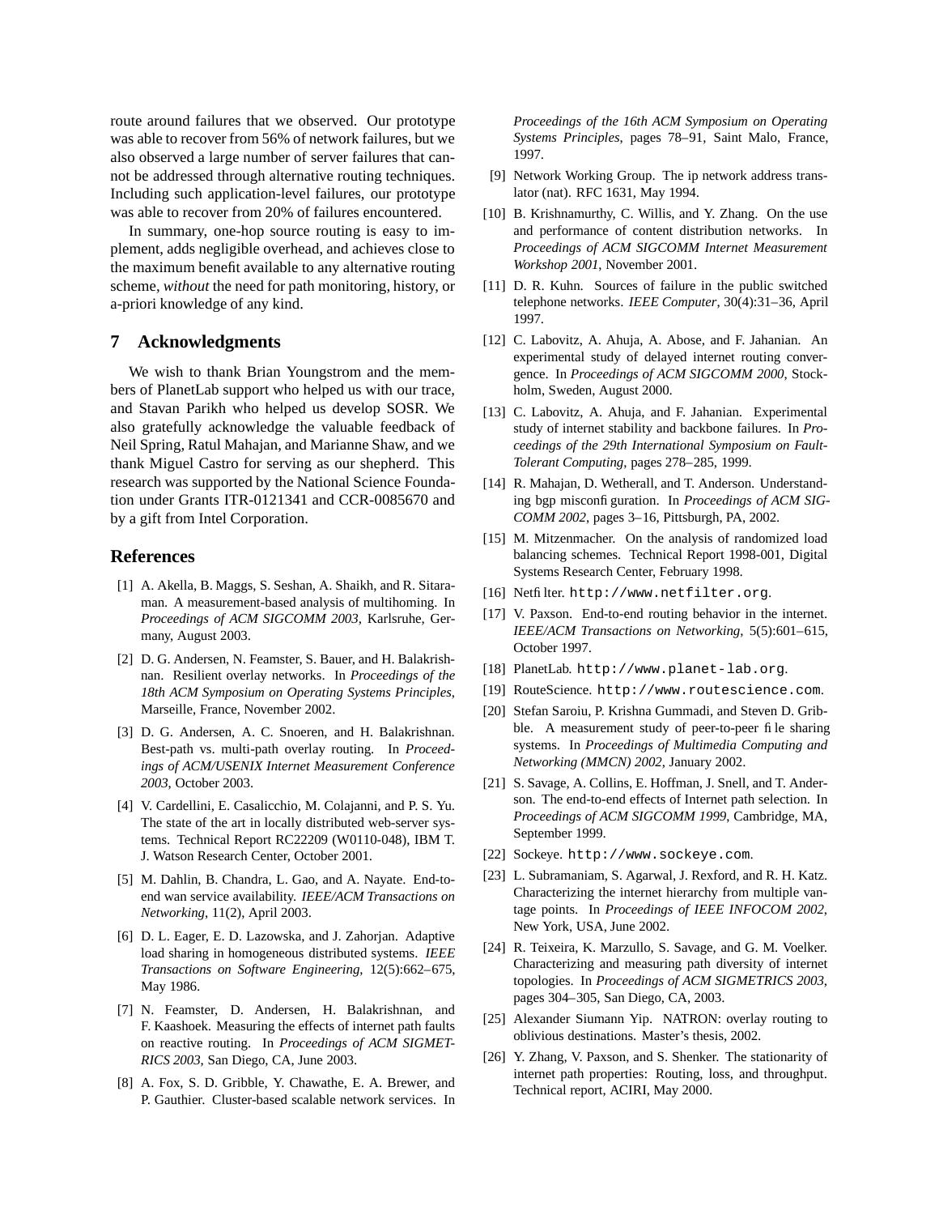route around failures that we observed. Our prototype was able to recover from 56% of network failures, but we also observed a large number of server failures that cannot be addressed through alternative routing techniques. Including such application-level failures, our prototype was able to recover from 20% of failures encountered.

In summary, one-hop source routing is easy to implement, adds negligible overhead, and achieves close to the maximum benefit available to any alternative routing scheme, *without* the need for path monitoring, history, or a-priori knowledge of any kind.

## 7 Acknowledgments

We wish to thank Brian Youngstrom and the members of PlanetLab support who helped us with our trace, and Stavan Parikh who helped us develop SOSR. We also gratefully acknowledge the valuable feedback of Neil Spring, Ratul Mahajan, and Marianne Shaw, and we thank Miguel Castro for serving as our shepherd. This research was supported by the National Science Foundation under Grants ITR-0121341 and CCR-0085670 and by a gift from Intel Corporation.

## References

[1] A. Akella, B. Maggs, S. Seshan, A. Shaikh, and R. Sitaraman. A measurement-based analysis of multihoming. In *Proceedings of ACM SIGCOMM 2003*, Karlsruhe, Germany, August 2003.

[2] D. G. Andersen, N. Feamster, S. Bauer, and H. Balakrishnan. Resilient overlay networks. In *Proceedings of the 18th ACM Symposium on Operating Systems Principles*, Marseille, France, November 2002.

[3] D. G. Andersen, A. C. Snoeren, and H. Balakrishnan. Best-path vs. multi-path overlay routing. In *Proceedings of ACM/USENIX Internet Measurement Conference 2003*, October 2003.

[4] V. Cardellini, E. Casalicchio, M. Colajanni, and P. S. Yu. The state of the art in locally distributed web-server systems. Technical Report RC22209 (W0110-048), IBM T. J. Watson Research Center, October 2001.

[5] M. Dahlin, B. Chandra, L. Gao, and A. Nayate. End-to-end wan service availability. *IEEE/ACM Transactions on Networking*, 11(2), April 2003.

[6] D. L. Eager, E. D. Lazowska, and J. Zahorjan. Adaptive load sharing in homogeneous distributed systems. *IEEE Transactions on Software Engineering*, 12(5):662–675, May 1986.

[7] N. Feamster, D. Andersen, H. Balakrishnan, and F. Kaashoek. Measuring the effects of internet path faults on reactive routing. In *Proceedings of ACM SIGMETRICS 2003*, San Diego, CA, June 2003.

[8] A. Fox, S. D. Gribble, Y. Chawathe, E. A. Brewer, and P. Gauthier. Cluster-based scalable network services. In *Proceedings of the 16th ACM Symposium on Operating Systems Principles*, pages 78–91, Saint Malo, France, 1997.

[9] Network Working Group. The ip network address translator (nat). RFC 1631, May 1994.

[10] B. Krishnamurthy, C. Willis, and Y. Zhang. On the use and performance of content distribution networks. In *Proceedings of ACM SIGCOMM Internet Measurement Workshop 2001*, November 2001.

[11] D. R. Kuhn. Sources of failure in the public switched telephone networks. *IEEE Computer*, 30(4):31–36, April 1997.

[12] C. Labovitz, A. Ahuja, A. Abose, and F. Jahanian. An experimental study of delayed internet routing convergence. In *Proceedings of ACM SIGCOMM 2000*, Stockholm, Sweden, August 2000.

[13] C. Labovitz, A. Ahuja, and F. Jahanian. Experimental study of internet stability and backbone failures. In *Proceedings of the 29th International Symposium on Fault-Tolerant Computing*, pages 278–285, 1999.

[14] R. Mahajan, D. Wetherall, and T. Anderson. Understanding bgp misconfiguration. In *Proceedings of ACM SIGCOMM 2002*, pages 3–16, Pittsburgh, PA, 2002.

[15] M. Mitzenmacher. On the analysis of randomized load balancing schemes. Technical Report 1998-001, Digital Systems Research Center, February 1998.

[16] Netfilter. `http://www.netfilter.org`.

[17] V. Paxson. End-to-end routing behavior in the internet. *IEEE/ACM Transactions on Networking*, 5(5):601–615, October 1997.

[18] PlanetLab. `http://www.planet-lab.org`.

[19] RouteScience. `http://www.routescience.com`.

[20] Stefan Saroiu, P. Krishna Gummadi, and Steven D. Gribble. A measurement study of peer-to-peer file sharing systems. In *Proceedings of Multimedia Computing and Networking (MMCN) 2002*, January 2002.

[21] S. Savage, A. Collins, E. Hoffman, J. Snell, and T. Anderson. The end-to-end effects of Internet path selection. In *Proceedings of ACM SIGCOMM 1999*, Cambridge, MA, September 1999.

[22] Sockeye. `http://www.sockeye.com`.

[23] L. Subramaniam, S. Agarwal, J. Rexford, and R. H. Katz. Characterizing the internet hierarchy from multiple vantage points. In *Proceedings of IEEE INFOCOM 2002*, New York, USA, June 2002.

[24] R. Teixeira, K. Marzullo, S. Savage, and G. M. Voelker. Characterizing and measuring path diversity of internet topologies. In *Proceedings of ACM SIGMETRICS 2003*, pages 304–305, San Diego, CA, 2003.

[25] Alexander Siumann Yip. NATRON: overlay routing to oblivious destinations. Master's thesis, 2002.

[26] Y. Zhang, V. Paxson, and S. Shenker. The stationarity of internet path properties: Routing, loss, and throughput. Technical report, ACIRI, May 2000.